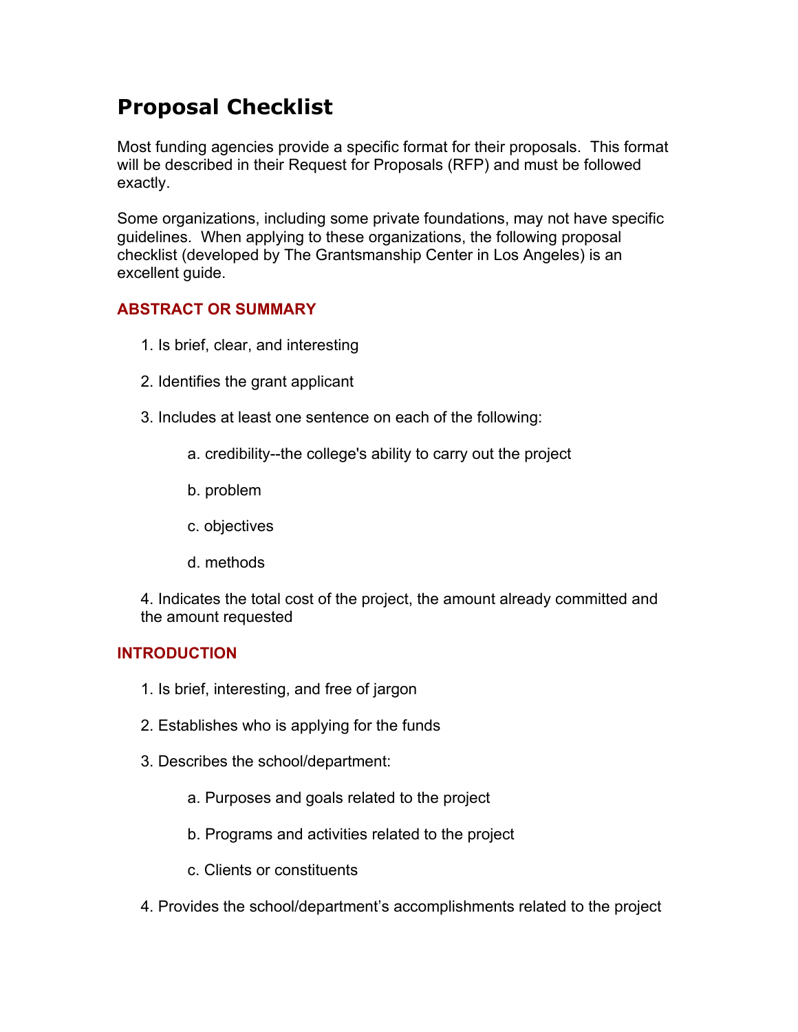# Proposal Checklist

Most funding agencies provide a specific format for their proposals. This format will be described in their Request for Proposals (RFP) and must be followed exactly.

Some organizations, including some private foundations, may not have specific guidelines. When applying to these organizations, the following proposal checklist (developed by The Grantsmanship Center in Los Angeles) is an excellent guide.

## ABSTRACT OR SUMMARY

1. Is brief, clear, and interesting
2. Identifies the grant applicant
3. Includes at least one sentence on each of the following:
   a. credibility--the college's ability to carry out the project
   b. problem
   c. objectives
   d. methods
4. Indicates the total cost of the project, the amount already committed and the amount requested

## INTRODUCTION

1. Is brief, interesting, and free of jargon
2. Establishes who is applying for the funds
3. Describes the school/department:
   a. Purposes and goals related to the project
   b. Programs and activities related to the project
   c. Clients or constituents
4. Provides the school/department's accomplishments related to the project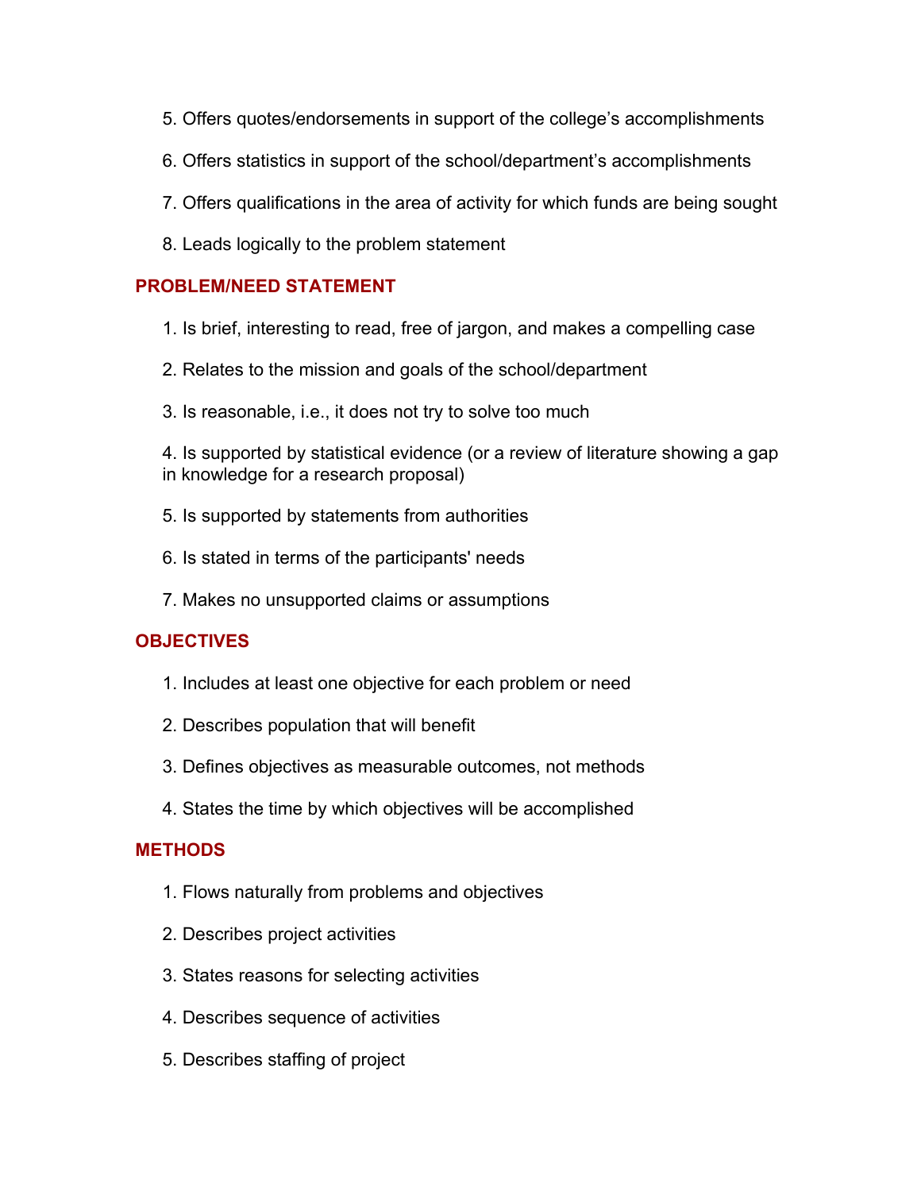5. Offers quotes/endorsements in support of the college's accomplishments
6. Offers statistics in support of the school/department's accomplishments
7. Offers qualifications in the area of activity for which funds are being sought
8. Leads logically to the problem statement

## PROBLEM/NEED STATEMENT

1. Is brief, interesting to read, free of jargon, and makes a compelling case
2. Relates to the mission and goals of the school/department
3. Is reasonable, i.e., it does not try to solve too much
4. Is supported by statistical evidence (or a review of literature showing a gap in knowledge for a research proposal)
5. Is supported by statements from authorities
6. Is stated in terms of the participants' needs
7. Makes no unsupported claims or assumptions

## OBJECTIVES

1. Includes at least one objective for each problem or need
2. Describes population that will benefit
3. Defines objectives as measurable outcomes, not methods
4. States the time by which objectives will be accomplished

## METHODS

1. Flows naturally from problems and objectives
2. Describes project activities
3. States reasons for selecting activities
4. Describes sequence of activities
5. Describes staffing of project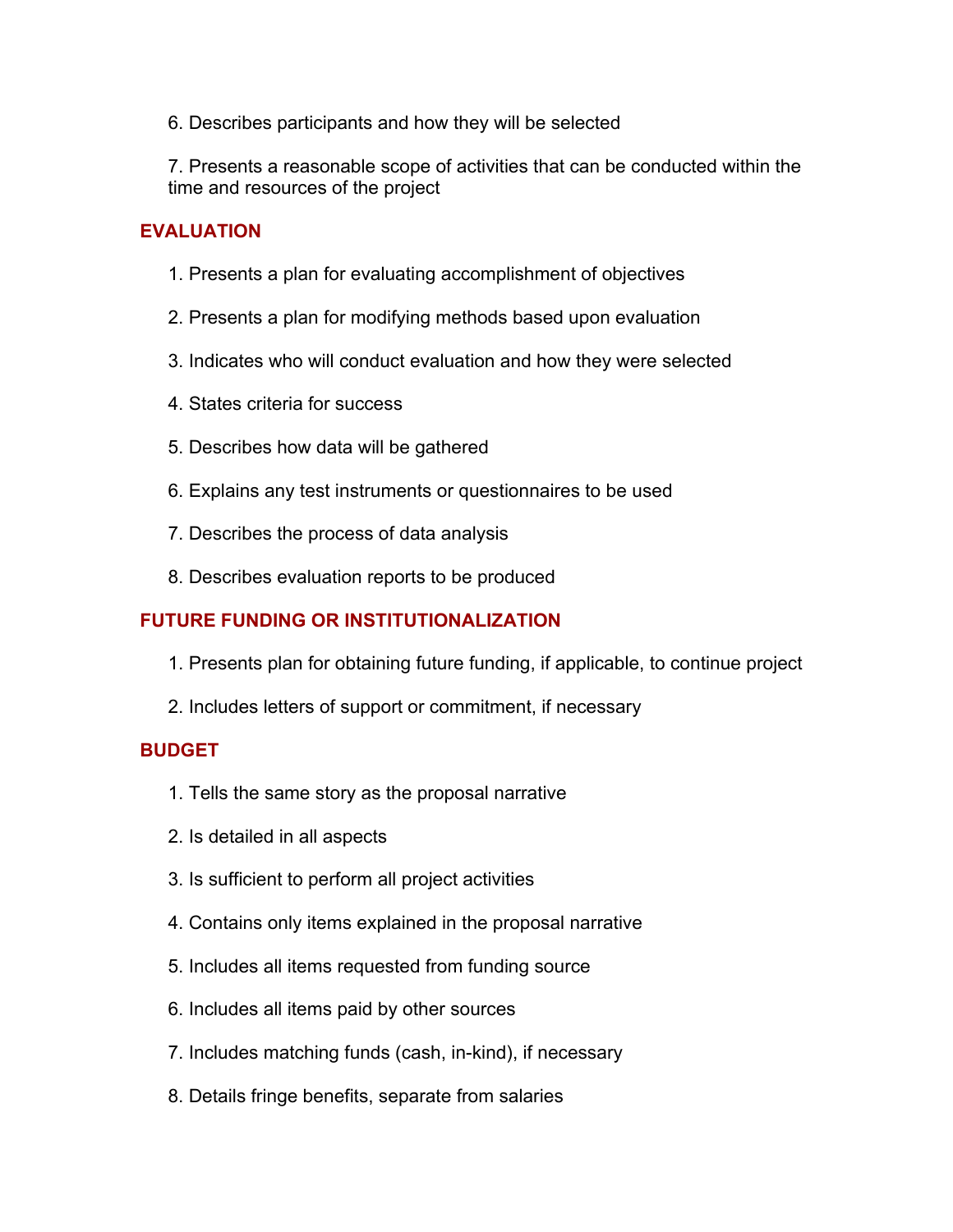6. Describes participants and how they will be selected

7. Presents a reasonable scope of activities that can be conducted within the time and resources of the project

## EVALUATION

1. Presents a plan for evaluating accomplishment of objectives

2. Presents a plan for modifying methods based upon evaluation

3. Indicates who will conduct evaluation and how they were selected

4. States criteria for success

5. Describes how data will be gathered

6. Explains any test instruments or questionnaires to be used

7. Describes the process of data analysis

8. Describes evaluation reports to be produced

## FUTURE FUNDING OR INSTITUTIONALIZATION

1. Presents plan for obtaining future funding, if applicable, to continue project

2. Includes letters of support or commitment, if necessary

## BUDGET

1. Tells the same story as the proposal narrative

2. Is detailed in all aspects

3. Is sufficient to perform all project activities

4. Contains only items explained in the proposal narrative

5. Includes all items requested from funding source

6. Includes all items paid by other sources

7. Includes matching funds (cash, in-kind), if necessary

8. Details fringe benefits, separate from salaries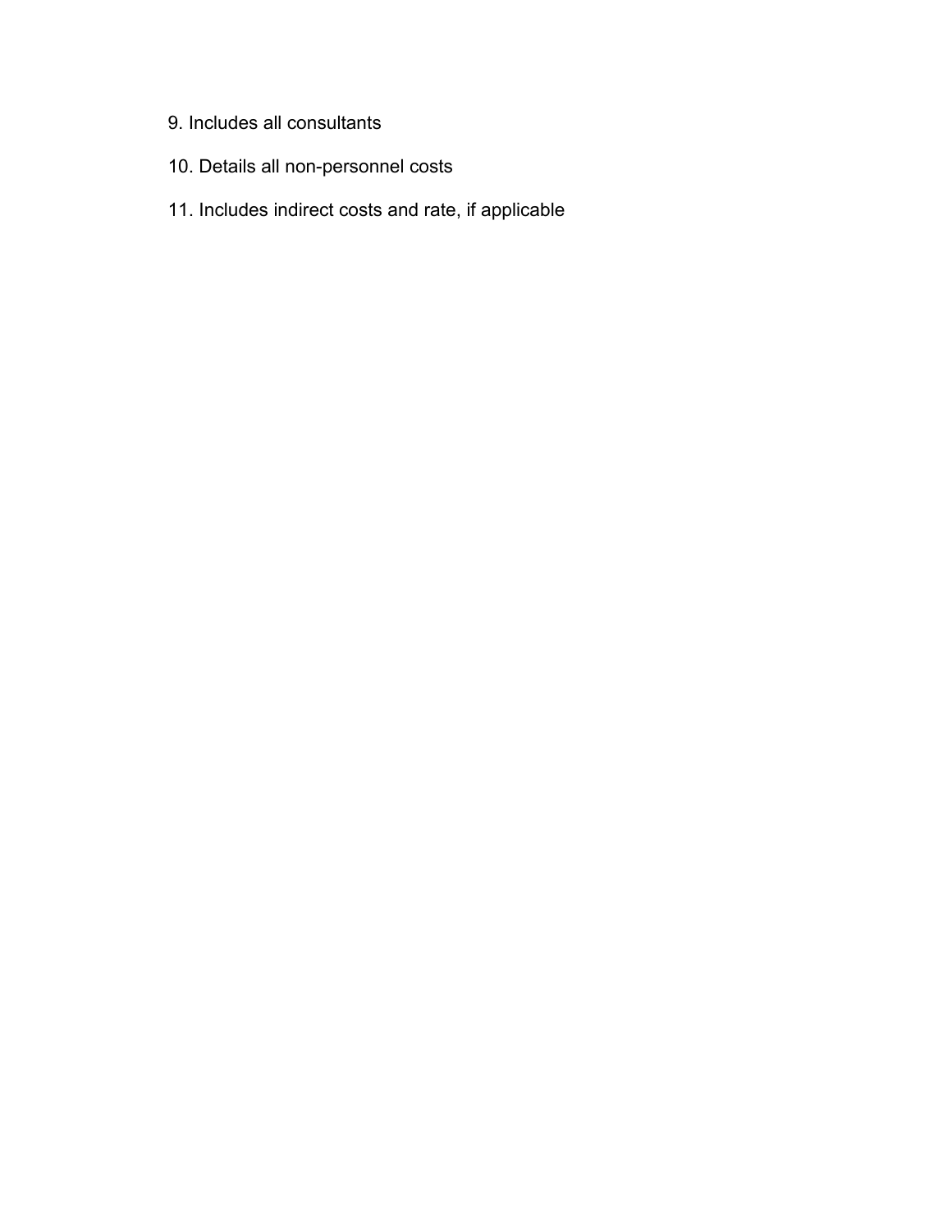9. Includes all consultants
10. Details all non-personnel costs
11. Includes indirect costs and rate, if applicable